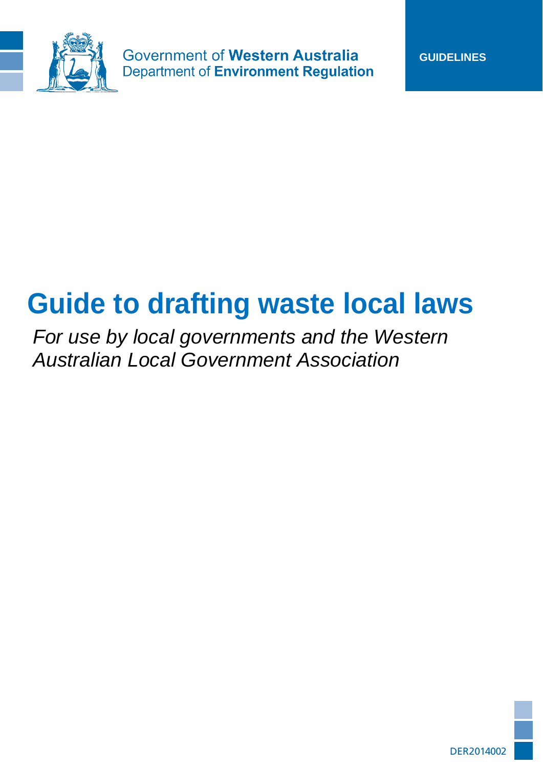Government of **Western Australia**
Department of **Environment Regulation**

**GUIDELINES**

# Guide to drafting waste local laws

*For use by local governments and the Western Australian Local Government Association*

DER2014002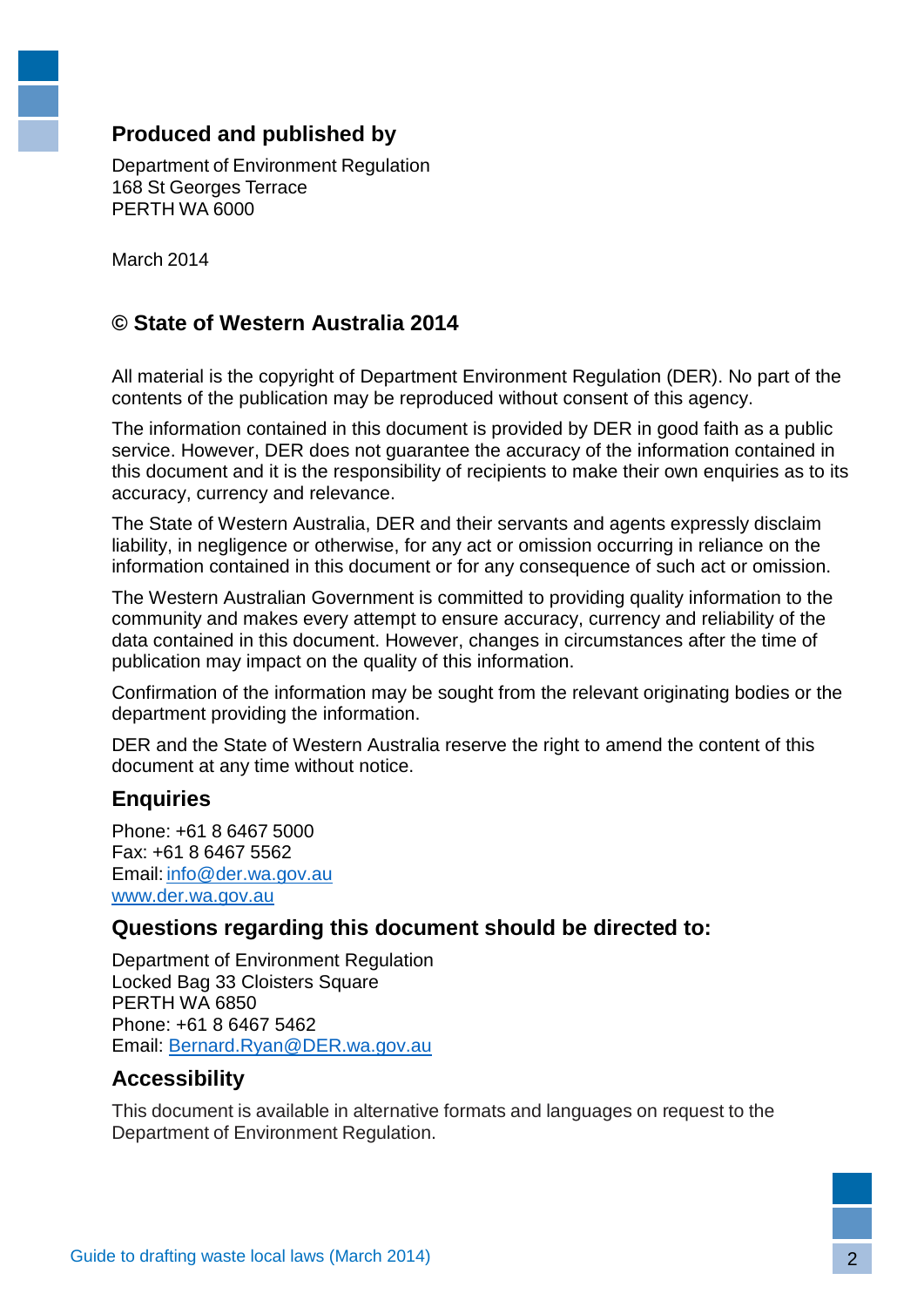## Produced and published by

Department of Environment Regulation
168 St Georges Terrace
PERTH WA 6000

March 2014

## © State of Western Australia 2014

All material is the copyright of Department Environment Regulation (DER). No part of the contents of the publication may be reproduced without consent of this agency.

The information contained in this document is provided by DER in good faith as a public service. However, DER does not guarantee the accuracy of the information contained in this document and it is the responsibility of recipients to make their own enquiries as to its accuracy, currency and relevance.

The State of Western Australia, DER and their servants and agents expressly disclaim liability, in negligence or otherwise, for any act or omission occurring in reliance on the information contained in this document or for any consequence of such act or omission.

The Western Australian Government is committed to providing quality information to the community and makes every attempt to ensure accuracy, currency and reliability of the data contained in this document. However, changes in circumstances after the time of publication may impact on the quality of this information.

Confirmation of the information may be sought from the relevant originating bodies or the department providing the information.

DER and the State of Western Australia reserve the right to amend the content of this document at any time without notice.

### Enquiries

Phone: +61 8 6467 5000
Fax: +61 8 6467 5562
Email: info@der.wa.gov.au
www.der.wa.gov.au

### Questions regarding this document should be directed to:

Department of Environment Regulation
Locked Bag 33 Cloisters Square
PERTH WA 6850
Phone: +61 8 6467 5462
Email: Bernard.Ryan@DER.wa.gov.au

### Accessibility

This document is available in alternative formats and languages on request to the Department of Environment Regulation.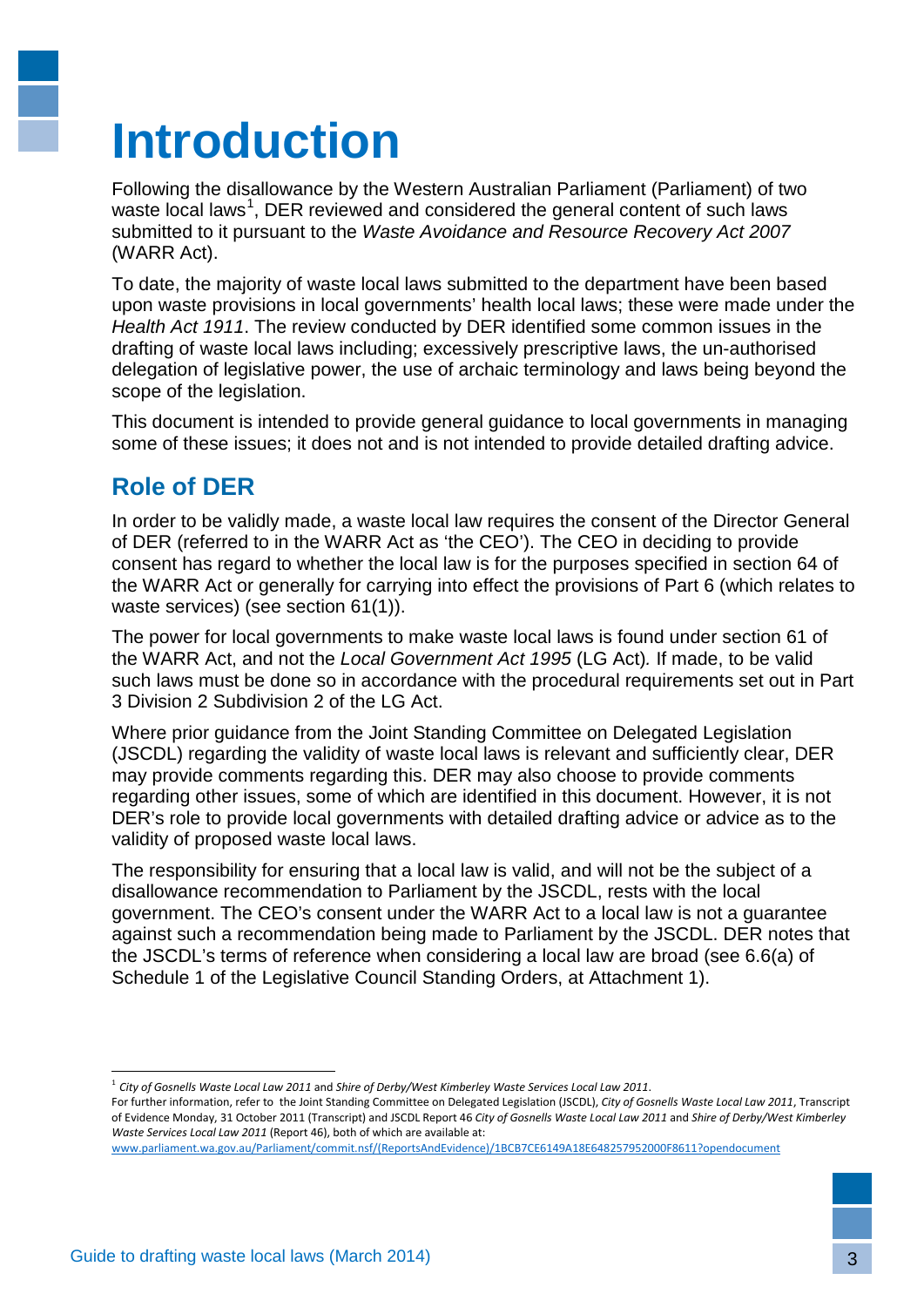# Introduction

Following the disallowance by the Western Australian Parliament (Parliament) of two waste local laws[1], DER reviewed and considered the general content of such laws submitted to it pursuant to the *Waste Avoidance and Resource Recovery Act 2007* (WARR Act).

To date, the majority of waste local laws submitted to the department have been based upon waste provisions in local governments' health local laws; these were made under the *Health Act 1911*. The review conducted by DER identified some common issues in the drafting of waste local laws including; excessively prescriptive laws, the un-authorised delegation of legislative power, the use of archaic terminology and laws being beyond the scope of the legislation.

This document is intended to provide general guidance to local governments in managing some of these issues; it does not and is not intended to provide detailed drafting advice.

## Role of DER

In order to be validly made, a waste local law requires the consent of the Director General of DER (referred to in the WARR Act as 'the CEO'). The CEO in deciding to provide consent has regard to whether the local law is for the purposes specified in section 64 of the WARR Act or generally for carrying into effect the provisions of Part 6 (which relates to waste services) (see section 61(1)).

The power for local governments to make waste local laws is found under section 61 of the WARR Act, and not the *Local Government Act 1995* (LG Act)*.* If made, to be valid such laws must be done so in accordance with the procedural requirements set out in Part 3 Division 2 Subdivision 2 of the LG Act.

Where prior guidance from the Joint Standing Committee on Delegated Legislation (JSCDL) regarding the validity of waste local laws is relevant and sufficiently clear, DER may provide comments regarding this. DER may also choose to provide comments regarding other issues, some of which are identified in this document. However, it is not DER's role to provide local governments with detailed drafting advice or advice as to the validity of proposed waste local laws.

The responsibility for ensuring that a local law is valid, and will not be the subject of a disallowance recommendation to Parliament by the JSCDL, rests with the local government. The CEO's consent under the WARR Act to a local law is not a guarantee against such a recommendation being made to Parliament by the JSCDL. DER notes that the JSCDL's terms of reference when considering a local law are broad (see 6.6(a) of Schedule 1 of the Legislative Council Standing Orders, at Attachment 1).

---

[1] *City of Gosnells Waste Local Law 2011* and *Shire of Derby/West Kimberley Waste Services Local Law 2011*.

For further information, refer to the Joint Standing Committee on Delegated Legislation (JSCDL), *City of Gosnells Waste Local Law 2011*, Transcript of Evidence Monday, 31 October 2011 (Transcript) and JSCDL Report 46 *City of Gosnells Waste Local Law 2011* and *Shire of Derby/West Kimberley Waste Services Local Law 2011* (Report 46), both of which are available at: www.parliament.wa.gov.au/Parliament/commit.nsf/(ReportsAndEvidence)/1BCB7CE6149A18E648257952000F8611?opendocument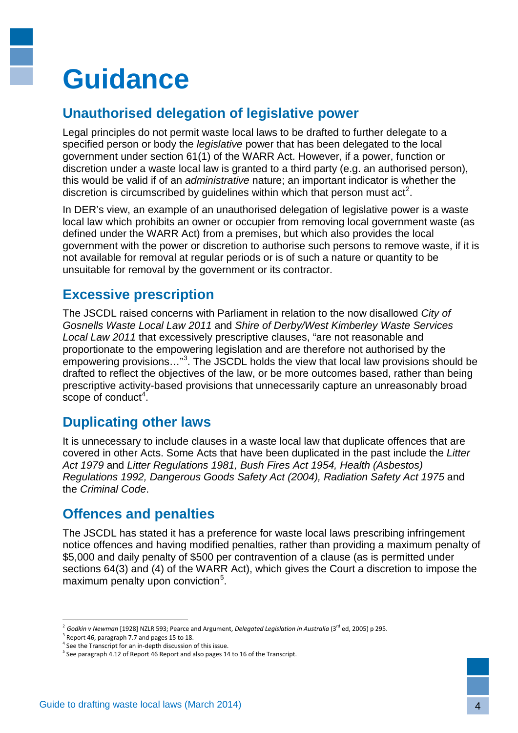# Guidance

## Unauthorised delegation of legislative power

Legal principles do not permit waste local laws to be drafted to further delegate to a specified person or body the *legislative* power that has been delegated to the local government under section 61(1) of the WARR Act. However, if a power, function or discretion under a waste local law is granted to a third party (e.g. an authorised person), this would be valid if of an *administrative* nature; an important indicator is whether the discretion is circumscribed by guidelines within which that person must act[2].

In DER's view, an example of an unauthorised delegation of legislative power is a waste local law which prohibits an owner or occupier from removing local government waste (as defined under the WARR Act) from a premises, but which also provides the local government with the power or discretion to authorise such persons to remove waste, if it is not available for removal at regular periods or is of such a nature or quantity to be unsuitable for removal by the government or its contractor.

## Excessive prescription

The JSCDL raised concerns with Parliament in relation to the now disallowed *City of Gosnells Waste Local Law 2011* and *Shire of Derby/West Kimberley Waste Services Local Law 2011* that excessively prescriptive clauses, "are not reasonable and proportionate to the empowering legislation and are therefore not authorised by the empowering provisions…"[3]. The JSCDL holds the view that local law provisions should be drafted to reflect the objectives of the law, or be more outcomes based, rather than being prescriptive activity-based provisions that unnecessarily capture an unreasonably broad scope of conduct[4].

## Duplicating other laws

It is unnecessary to include clauses in a waste local law that duplicate offences that are covered in other Acts. Some Acts that have been duplicated in the past include the *Litter Act 1979* and *Litter Regulations 1981, Bush Fires Act 1954, Health (Asbestos) Regulations 1992, Dangerous Goods Safety Act (2004), Radiation Safety Act 1975* and the *Criminal Code*.

## Offences and penalties

The JSCDL has stated it has a preference for waste local laws prescribing infringement notice offences and having modified penalties, rather than providing a maximum penalty of $5,000 and daily penalty of $500 per contravention of a clause (as is permitted under sections 64(3) and (4) of the WARR Act), which gives the Court a discretion to impose the maximum penalty upon conviction[5].

---

[2] *Godkin v Newman* [1928] NZLR 593; Pearce and Argument, *Delegated Legislation in Australia* (3rd ed, 2005) p 295.

[3] Report 46, paragraph 7.7 and pages 15 to 18.

[4] See the Transcript for an in-depth discussion of this issue.

[5] See paragraph 4.12 of Report 46 Report and also pages 14 to 16 of the Transcript.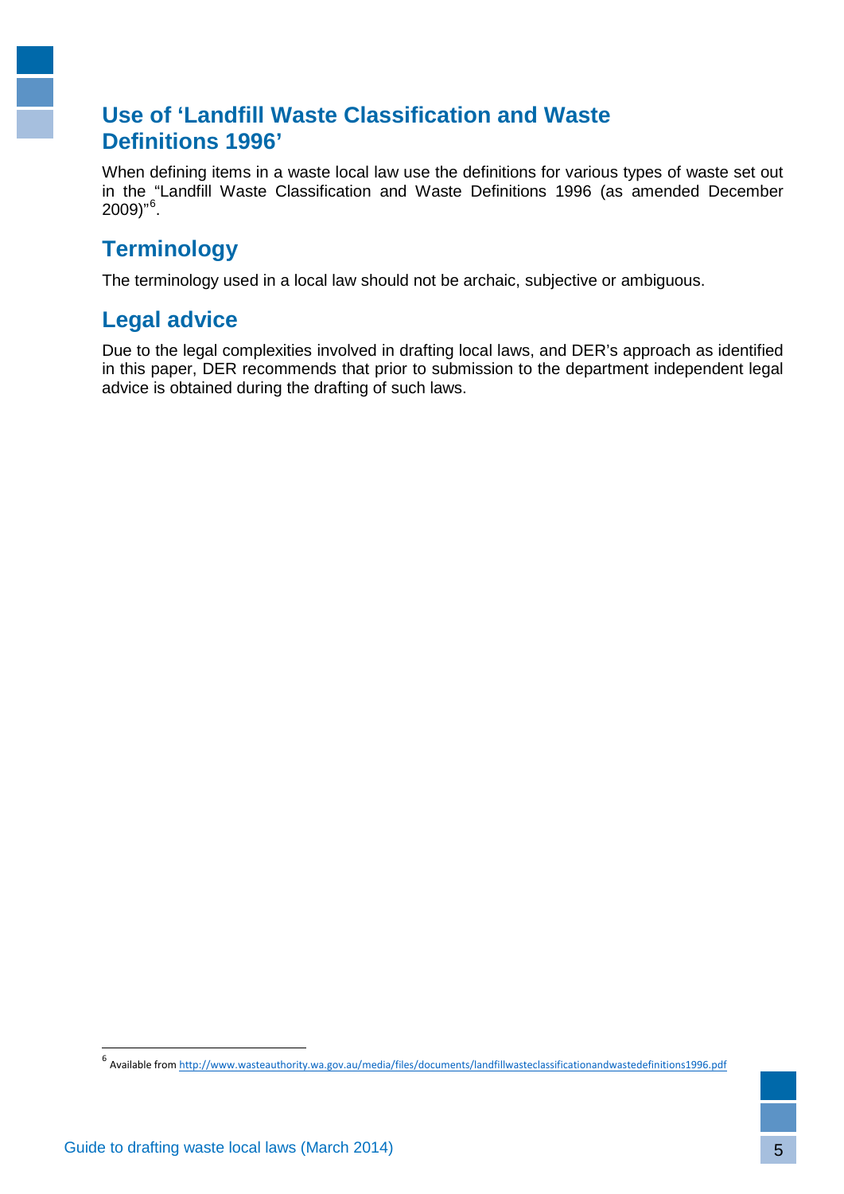## Use of 'Landfill Waste Classification and Waste Definitions 1996'

When defining items in a waste local law use the definitions for various types of waste set out in the "Landfill Waste Classification and Waste Definitions 1996 (as amended December 2009)"[6].

## Terminology

The terminology used in a local law should not be archaic, subjective or ambiguous.

## Legal advice

Due to the legal complexities involved in drafting local laws, and DER's approach as identified in this paper, DER recommends that prior to submission to the department independent legal advice is obtained during the drafting of such laws.

---

[6] Available from http://www.wasteauthority.wa.gov.au/media/files/documents/landfillwasteclassificationandwastedefinitions1996.pdf